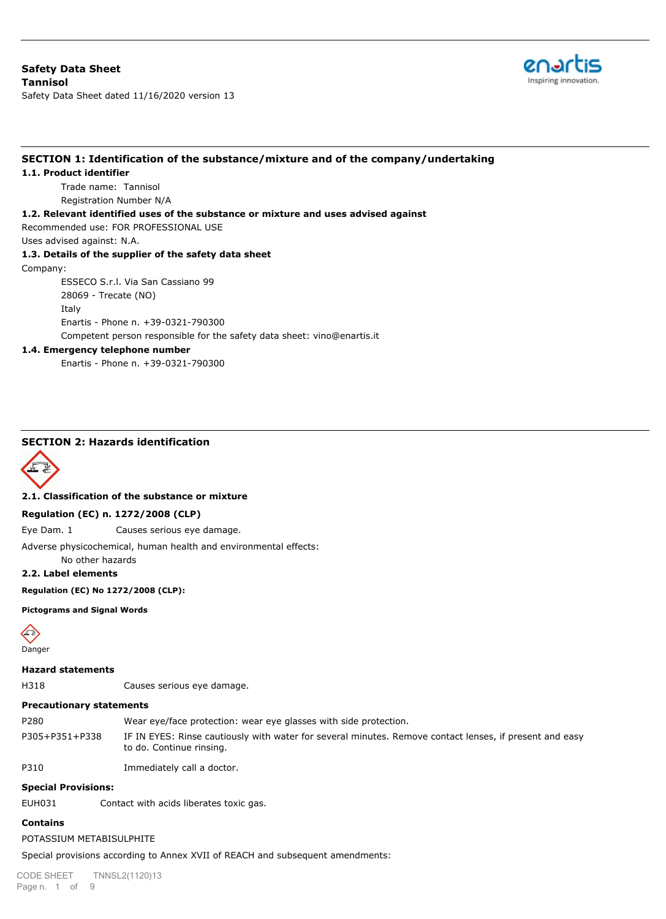**Safety Data Sheet**
**Tannisol**
Safety Data Sheet dated 11/16/2020 version 13

## SECTION 1: Identification of the substance/mixture and of the company/undertaking

### 1.1. Product identifier

Trade name: Tannisol
Registration Number N/A

### 1.2. Relevant identified uses of the substance or mixture and uses advised against

Recommended use: FOR PROFESSIONAL USE
Uses advised against: N.A.

### 1.3. Details of the supplier of the safety data sheet

Company:

ESSECO S.r.l. Via San Cassiano 99
28069 - Trecate (NO)
Italy
Enartis - Phone n. +39-0321-790300
Competent person responsible for the safety data sheet: vino@enartis.it

### 1.4. Emergency telephone number

Enartis - Phone n. +39-0321-790300

## SECTION 2: Hazards identification

### 2.1. Classification of the substance or mixture

**Regulation (EC) n. 1272/2008 (CLP)**

Eye Dam. 1 Causes serious eye damage.

Adverse physicochemical, human health and environmental effects:

No other hazards

### 2.2. Label elements

**Regulation (EC) No 1272/2008 (CLP):**

**Pictograms and Signal Words**

Danger

**Hazard statements**

| | |
|---|---|
| H318 | Causes serious eye damage. |

**Precautionary statements**

| | |
|---|---|
| P280 | Wear eye/face protection: wear eye glasses with side protection. |
| P305+P351+P338 | IF IN EYES: Rinse cautiously with water for several minutes. Remove contact lenses, if present and easy to do. Continue rinsing. |
| P310 | Immediately call a doctor. |

**Special Provisions:**

| | |
|---|---|
| EUH031 | Contact with acids liberates toxic gas. |

**Contains**

POTASSIUM METABISULPHITE

Special provisions according to Annex XVII of REACH and subsequent amendments: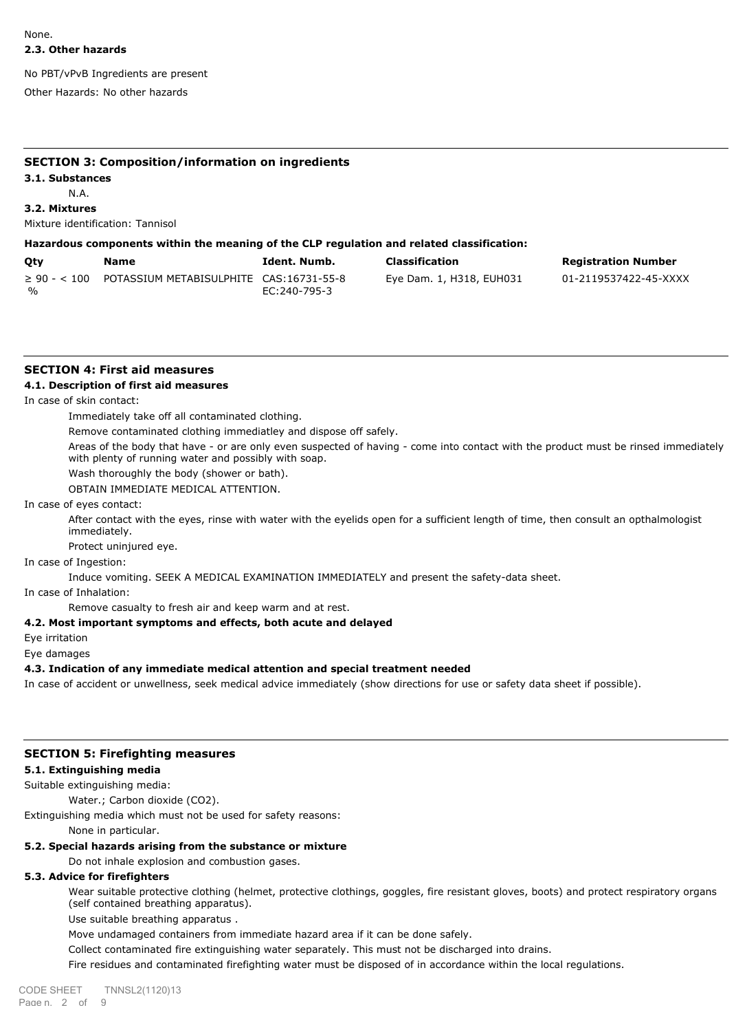None.

### 2.3. Other hazards

No PBT/vPvB Ingredients are present

Other Hazards: No other hazards

## SECTION 3: Composition/information on ingredients

### 3.1. Substances

N.A.

### 3.2. Mixtures

Mixture identification: Tannisol

**Hazardous components within the meaning of the CLP regulation and related classification:**

| Qty | Name | Ident. Numb. | Classification | Registration Number |
|---|---|---|---|---|
| ≥ 90 - < 100 % | POTASSIUM METABISULPHITE | CAS:16731-55-8 EC:240-795-3 | Eye Dam. 1, H318, EUH031 | 01-2119537422-45-XXXX |

## SECTION 4: First aid measures

### 4.1. Description of first aid measures

In case of skin contact:

Immediately take off all contaminated clothing.

Remove contaminated clothing immediatley and dispose off safely.

Areas of the body that have - or are only even suspected of having - come into contact with the product must be rinsed immediately with plenty of running water and possibly with soap.

Wash thoroughly the body (shower or bath).

OBTAIN IMMEDIATE MEDICAL ATTENTION.

In case of eyes contact:

After contact with the eyes, rinse with water with the eyelids open for a sufficient length of time, then consult an opthalmologist immediately.

Protect uninjured eye.

In case of Ingestion:

Induce vomiting. SEEK A MEDICAL EXAMINATION IMMEDIATELY and present the safety-data sheet.

In case of Inhalation:

Remove casualty to fresh air and keep warm and at rest.

### 4.2. Most important symptoms and effects, both acute and delayed

Eye irritation

Eye damages

### 4.3. Indication of any immediate medical attention and special treatment needed

In case of accident or unwellness, seek medical advice immediately (show directions for use or safety data sheet if possible).

## SECTION 5: Firefighting measures

### 5.1. Extinguishing media

Suitable extinguishing media:

Water.; Carbon dioxide ($CO_2$).

Extinguishing media which must not be used for safety reasons:

None in particular.

### 5.2. Special hazards arising from the substance or mixture

Do not inhale explosion and combustion gases.

### 5.3. Advice for firefighters

Wear suitable protective clothing (helmet, protective clothings, goggles, fire resistant gloves, boots) and protect respiratory organs (self contained breathing apparatus).

Use suitable breathing apparatus .

Move undamaged containers from immediate hazard area if it can be done safely.

Collect contaminated fire extinguishing water separately. This must not be discharged into drains.

Fire residues and contaminated firefighting water must be disposed of in accordance within the local regulations.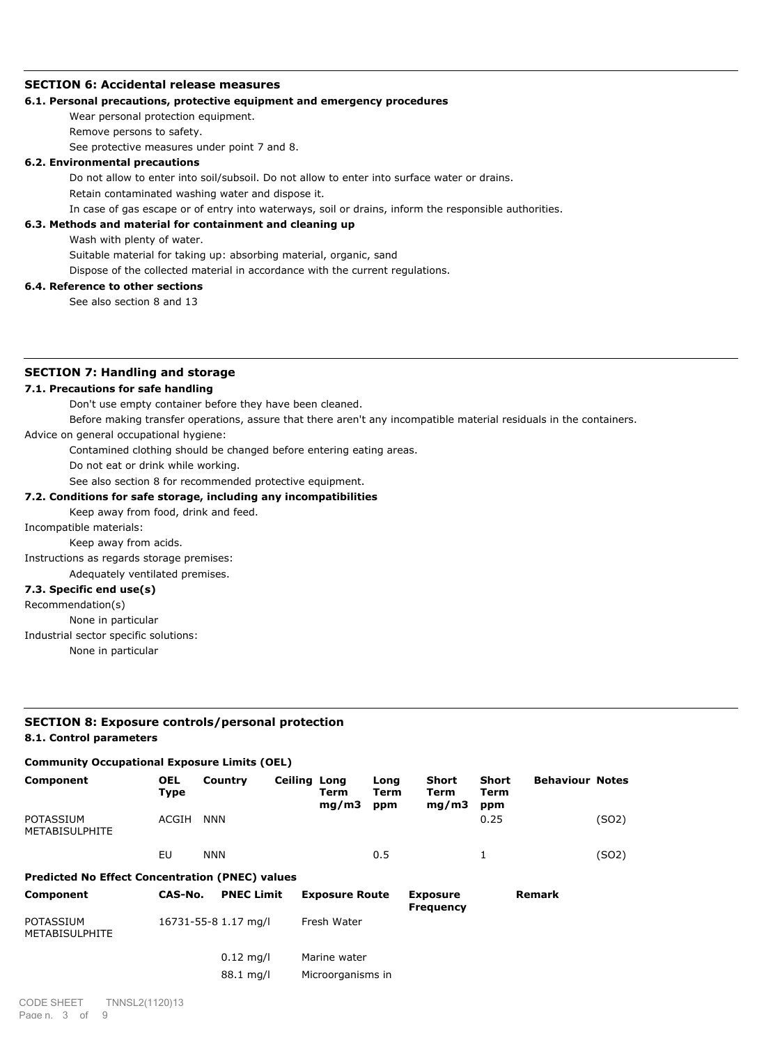## SECTION 6: Accidental release measures

### 6.1. Personal precautions, protective equipment and emergency procedures

Wear personal protection equipment.

Remove persons to safety.

See protective measures under point 7 and 8.

### 6.2. Environmental precautions

Do not allow to enter into soil/subsoil. Do not allow to enter into surface water or drains.

Retain contaminated washing water and dispose it.

In case of gas escape or of entry into waterways, soil or drains, inform the responsible authorities.

### 6.3. Methods and material for containment and cleaning up

Wash with plenty of water.

Suitable material for taking up: absorbing material, organic, sand

Dispose of the collected material in accordance with the current regulations.

### 6.4. Reference to other sections

See also section 8 and 13

## SECTION 7: Handling and storage

### 7.1. Precautions for safe handling

Don't use empty container before they have been cleaned.

Before making transfer operations, assure that there aren't any incompatible material residuals in the containers.

Advice on general occupational hygiene:

Contamined clothing should be changed before entering eating areas.

Do not eat or drink while working.

See also section 8 for recommended protective equipment.

### 7.2. Conditions for safe storage, including any incompatibilities

Keep away from food, drink and feed.

Incompatible materials:

Keep away from acids.

Instructions as regards storage premises:

Adequately ventilated premises.

### 7.3. Specific end use(s)

Recommendation(s)

None in particular

Industrial sector specific solutions:

None in particular

## SECTION 8: Exposure controls/personal protection

### 8.1. Control parameters

**Community Occupational Exposure Limits (OEL)**

| Component | OEL Type | Country | Ceiling | Long Term mg/m3 | Long Term ppm | Short Term mg/m3 | Short Term ppm | Behaviour | Notes |
|---|---|---|---|---|---|---|---|---|---|
| POTASSIUM METABISULPHITE | ACGIH | NNN | | | | | 0.25 | | (SO2) |
| | EU | NNN | | | 0.5 | | 1 | | (SO2) |

**Predicted No Effect Concentration (PNEC) values**

| Component | CAS-No. | PNEC Limit | Exposure Route | Exposure Frequency | Remark |
|---|---|---|---|---|---|
| POTASSIUM METABISULPHITE | 16731-55-8 | 1.17 mg/l | Fresh Water | | |
| | | 0.12 mg/l | Marine water | | |
| | | 88.1 mg/l | Microorganisms in | | |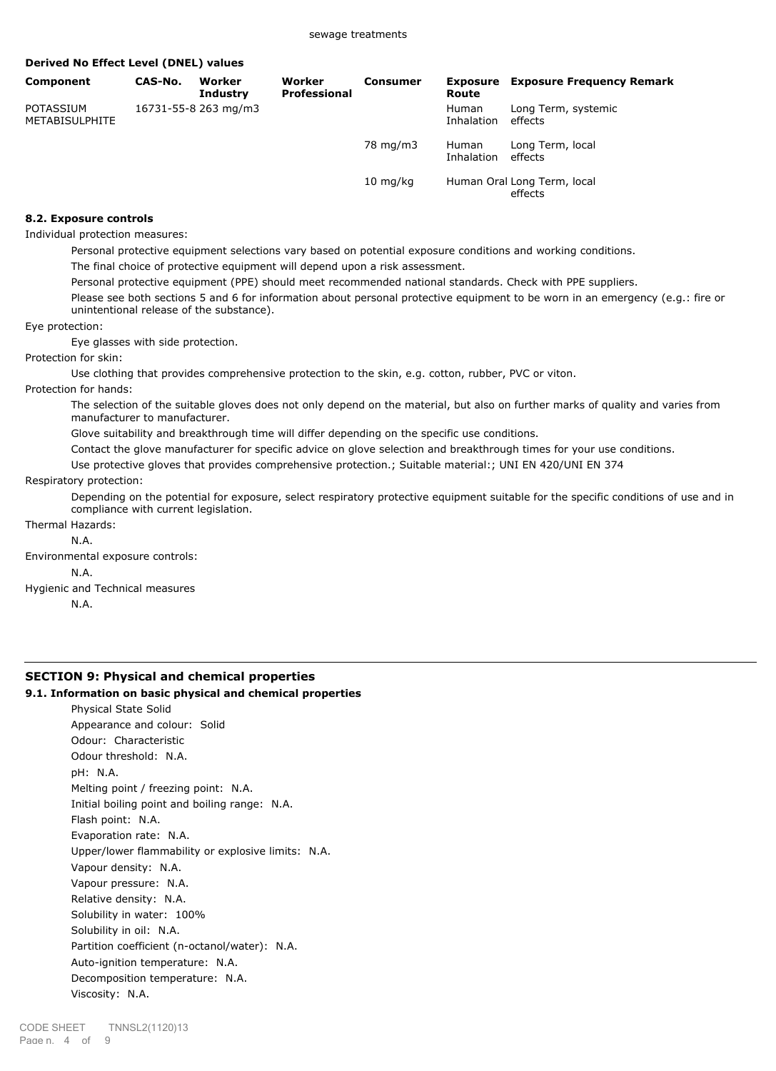sewage treatments

**Derived No Effect Level (DNEL) values**

| Component | CAS-No. | Worker Industry | Worker Professional | Consumer | Exposure Route | Exposure Frequency Remark |
|---|---|---|---|---|---|---|
| POTASSIUM METABISULPHITE | 16731-55-8 | 263 mg/m3 | | | Human Inhalation | Long Term, systemic effects |
| | | | | 78 mg/m3 | Human Inhalation | Long Term, local effects |
| | | | | 10 mg/kg | Human Oral | Long Term, local effects |

### 8.2. Exposure controls

Individual protection measures:

Personal protective equipment selections vary based on potential exposure conditions and working conditions.

The final choice of protective equipment will depend upon a risk assessment.

Personal protective equipment (PPE) should meet recommended national standards. Check with PPE suppliers.

Please see both sections 5 and 6 for information about personal protective equipment to be worn in an emergency (e.g.: fire or unintentional release of the substance).

Eye protection:

Eye glasses with side protection.

Protection for skin:

Use clothing that provides comprehensive protection to the skin, e.g. cotton, rubber, PVC or viton.

Protection for hands:

The selection of the suitable gloves does not only depend on the material, but also on further marks of quality and varies from manufacturer to manufacturer.

Glove suitability and breakthrough time will differ depending on the specific use conditions.

Contact the glove manufacturer for specific advice on glove selection and breakthrough times for your use conditions.

Use protective gloves that provides comprehensive protection.; Suitable material:; UNI EN 420/UNI EN 374

Respiratory protection:

Depending on the potential for exposure, select respiratory protective equipment suitable for the specific conditions of use and in compliance with current legislation.

Thermal Hazards:

N.A.

Environmental exposure controls:

N.A.

Hygienic and Technical measures

N.A.

## SECTION 9: Physical and chemical properties

### 9.1. Information on basic physical and chemical properties

Physical State Solid
Appearance and colour: Solid
Odour: Characteristic
Odour threshold: N.A.
pH: N.A.
Melting point / freezing point: N.A.
Initial boiling point and boiling range: N.A.
Flash point: N.A.
Evaporation rate: N.A.
Upper/lower flammability or explosive limits: N.A.
Vapour density: N.A.
Vapour pressure: N.A.
Relative density: N.A.
Solubility in water: 100%
Solubility in oil: N.A.
Partition coefficient (n-octanol/water): N.A.
Auto-ignition temperature: N.A.
Decomposition temperature: N.A.
Viscosity: N.A.

CODE SHEET TNNSL2(1120)13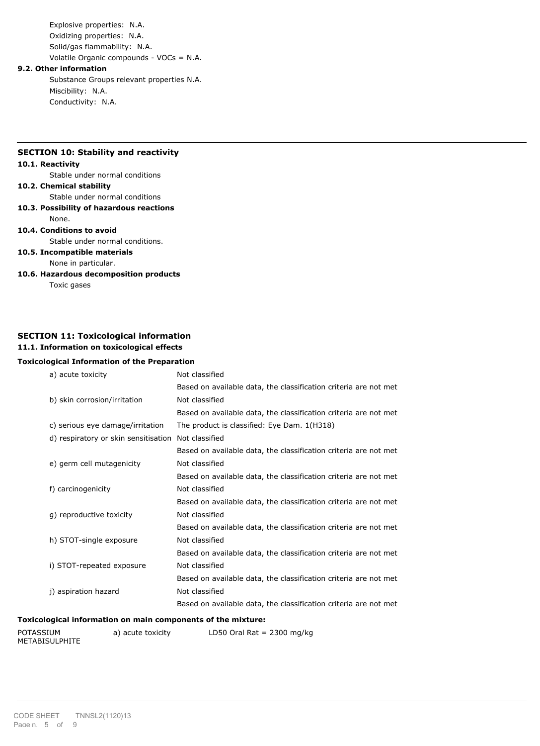Explosive properties: N.A.

Oxidizing properties: N.A.

Solid/gas flammability: N.A.

Volatile Organic compounds - VOCs = N.A.

**9.2. Other information**

Substance Groups relevant properties N.A.

Miscibility: N.A.

Conductivity: N.A.

## SECTION 10: Stability and reactivity

**10.1. Reactivity**

Stable under normal conditions

**10.2. Chemical stability**

Stable under normal conditions

**10.3. Possibility of hazardous reactions**

None.

**10.4. Conditions to avoid**

Stable under normal conditions.

**10.5. Incompatible materials**

None in particular.

**10.6. Hazardous decomposition products**

Toxic gases

## SECTION 11: Toxicological information

**11.1. Information on toxicological effects**

**Toxicological Information of the Preparation**

| | |
|---|---|
| a) acute toxicity | Not classified<br>Based on available data, the classification criteria are not met |
| b) skin corrosion/irritation | Not classified<br>Based on available data, the classification criteria are not met |
| c) serious eye damage/irritation | The product is classified: Eye Dam. 1(H318) |
| d) respiratory or skin sensitisation | Not classified<br>Based on available data, the classification criteria are not met |
| e) germ cell mutagenicity | Not classified<br>Based on available data, the classification criteria are not met |
| f) carcinogenicity | Not classified<br>Based on available data, the classification criteria are not met |
| g) reproductive toxicity | Not classified<br>Based on available data, the classification criteria are not met |
| h) STOT-single exposure | Not classified<br>Based on available data, the classification criteria are not met |
| i) STOT-repeated exposure | Not classified<br>Based on available data, the classification criteria are not met |
| j) aspiration hazard | Not classified<br>Based on available data, the classification criteria are not met |

**Toxicological information on main components of the mixture:**

| | | |
|---|---|---|
| POTASSIUM METABISULPHITE | a) acute toxicity | LD50 Oral Rat = 2300 mg/kg |

CODE SHEET TNNSL2(1120)13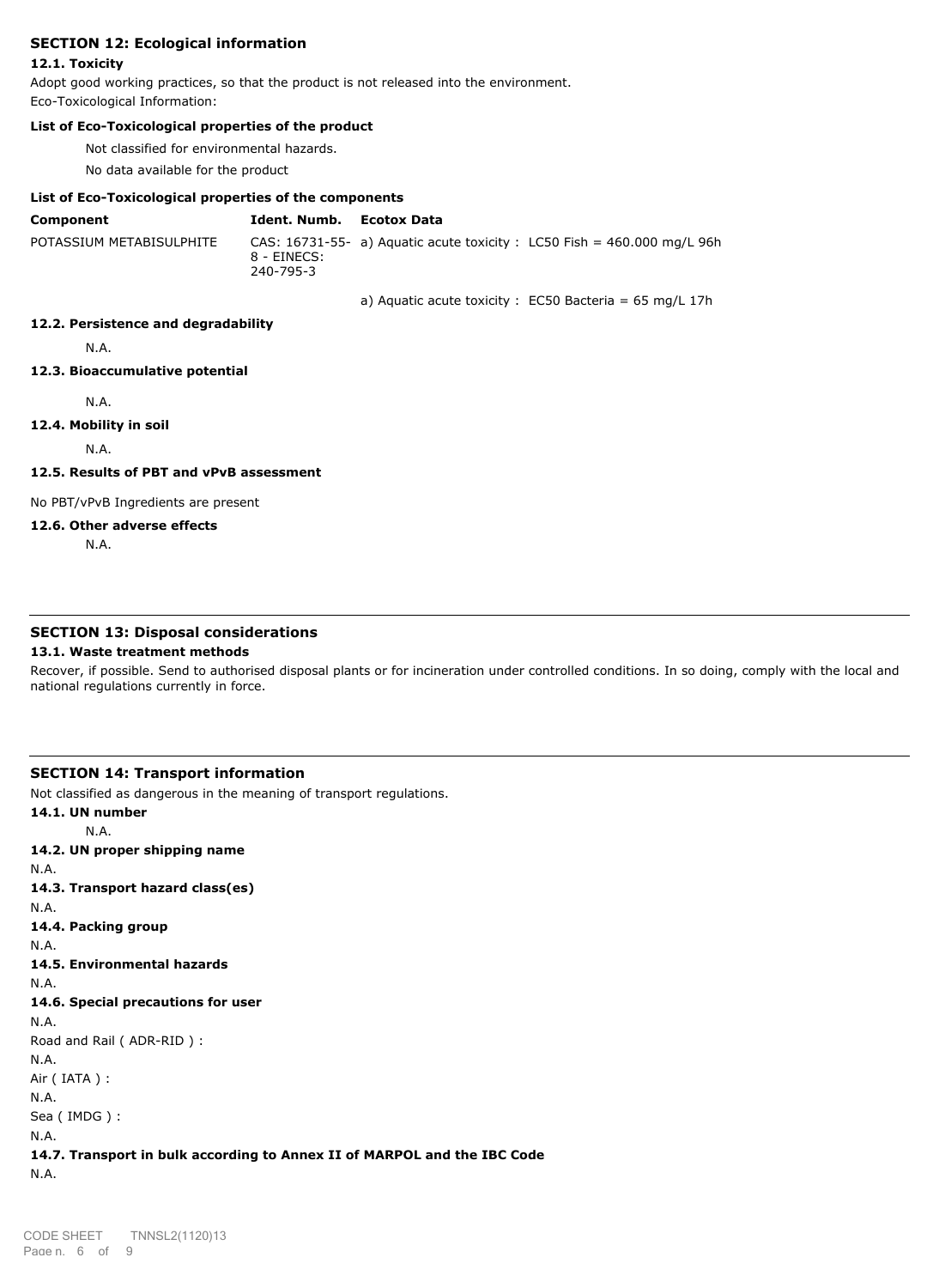## SECTION 12: Ecological information

### 12.1. Toxicity

Adopt good working practices, so that the product is not released into the environment.

Eco-Toxicological Information:

**List of Eco-Toxicological properties of the product**

Not classified for environmental hazards.

No data available for the product

**List of Eco-Toxicological properties of the components**

| Component | Ident. Numb. | Ecotox Data |
|---|---|---|
| POTASSIUM METABISULPHITE | CAS: 16731-55-8 - EINECS: 240-795-3 | a) Aquatic acute toxicity : LC50 Fish = 460.000 mg/L 96h |
| | | a) Aquatic acute toxicity : EC50 Bacteria = 65 mg/L 17h |

### 12.2. Persistence and degradability

N.A.

### 12.3. Bioaccumulative potential

N.A.

### 12.4. Mobility in soil

N.A.

### 12.5. Results of PBT and vPvB assessment

No PBT/vPvB Ingredients are present

### 12.6. Other adverse effects

N.A.

## SECTION 13: Disposal considerations

### 13.1. Waste treatment methods

Recover, if possible. Send to authorised disposal plants or for incineration under controlled conditions. In so doing, comply with the local and national regulations currently in force.

## SECTION 14: Transport information

Not classified as dangerous in the meaning of transport regulations.

### 14.1. UN number

N.A.

### 14.2. UN proper shipping name

N.A.

### 14.3. Transport hazard class(es)

N.A.

### 14.4. Packing group

N.A.

### 14.5. Environmental hazards

N.A.

### 14.6. Special precautions for user

N.A.

Road and Rail ( ADR-RID ) :

N.A.

Air ( IATA ) :

N.A.

Sea ( IMDG ) :

N.A.

### 14.7. Transport in bulk according to Annex II of MARPOL and the IBC Code

N.A.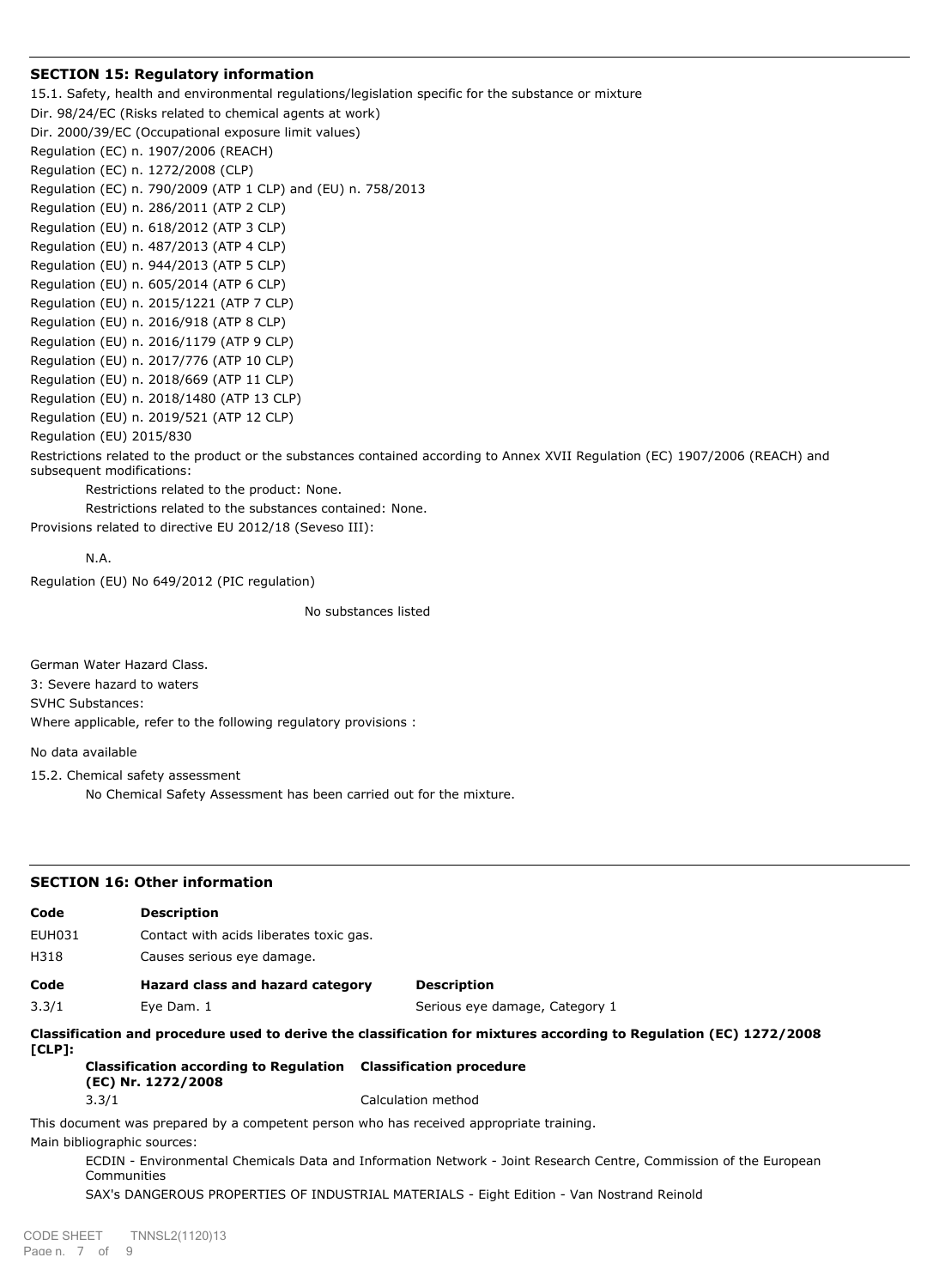## SECTION 15: Regulatory information

15.1. Safety, health and environmental regulations/legislation specific for the substance or mixture

Dir. 98/24/EC (Risks related to chemical agents at work)

Dir. 2000/39/EC (Occupational exposure limit values)

Regulation (EC) n. 1907/2006 (REACH)

Regulation (EC) n. 1272/2008 (CLP)

Regulation (EC) n. 790/2009 (ATP 1 CLP) and (EU) n. 758/2013

Regulation (EU) n. 286/2011 (ATP 2 CLP)

Regulation (EU) n. 618/2012 (ATP 3 CLP)

Regulation (EU) n. 487/2013 (ATP 4 CLP)

Regulation (EU) n. 944/2013 (ATP 5 CLP)

Regulation (EU) n. 605/2014 (ATP 6 CLP)

Regulation (EU) n. 2015/1221 (ATP 7 CLP)

Regulation (EU) n. 2016/918 (ATP 8 CLP)

Regulation (EU) n. 2016/1179 (ATP 9 CLP)

Regulation (EU) n. 2017/776 (ATP 10 CLP)

Regulation (EU) n. 2018/669 (ATP 11 CLP)

Regulation (EU) n. 2018/1480 (ATP 13 CLP)

Regulation (EU) n. 2019/521 (ATP 12 CLP)

Regulation (EU) 2015/830

Restrictions related to the product or the substances contained according to Annex XVII Regulation (EC) 1907/2006 (REACH) and subsequent modifications:

Restrictions related to the product: None.

Restrictions related to the substances contained: None.

Provisions related to directive EU 2012/18 (Seveso III):

N.A.

Regulation (EU) No 649/2012 (PIC regulation)

No substances listed

German Water Hazard Class.

3: Severe hazard to waters

SVHC Substances:

Where applicable, refer to the following regulatory provisions :

No data available

15.2. Chemical safety assessment

No Chemical Safety Assessment has been carried out for the mixture.

## SECTION 16: Other information

| Code | Description |
|---|---|
| EUH031 | Contact with acids liberates toxic gas. |
| H318 | Causes serious eye damage. |

| Code | Hazard class and hazard category | Description |
|---|---|---|
| 3.3/1 | Eye Dam. 1 | Serious eye damage, Category 1 |

**Classification and procedure used to derive the classification for mixtures according to Regulation (EC) 1272/2008 [CLP]:**

| Classification according to Regulation (EC) Nr. 1272/2008 | Classification procedure |
|---|---|
| 3.3/1 | Calculation method |

This document was prepared by a competent person who has received appropriate training.

Main bibliographic sources:

ECDIN - Environmental Chemicals Data and Information Network - Joint Research Centre, Commission of the European Communities

SAX's DANGEROUS PROPERTIES OF INDUSTRIAL MATERIALS - Eight Edition - Van Nostrand Reinold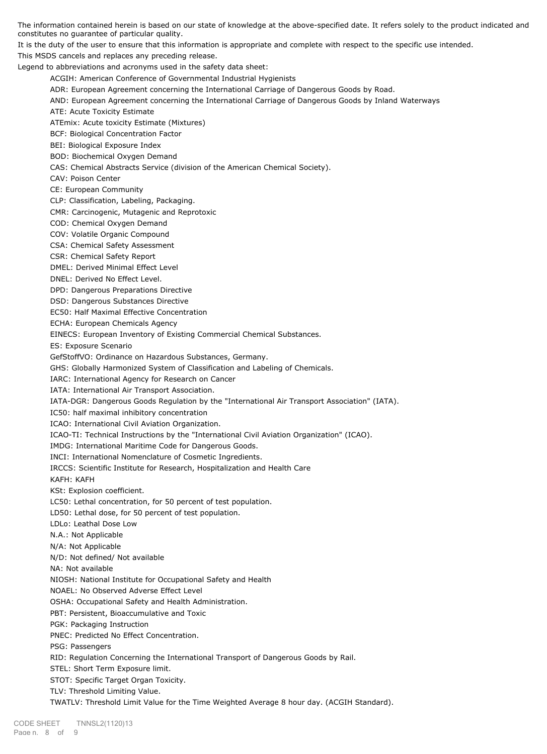The information contained herein is based on our state of knowledge at the above-specified date. It refers solely to the product indicated and constitutes no guarantee of particular quality.

It is the duty of the user to ensure that this information is appropriate and complete with respect to the specific use intended.

This MSDS cancels and replaces any preceding release.

Legend to abbreviations and acronyms used in the safety data sheet:

- ACGIH: American Conference of Governmental Industrial Hygienists
- ADR: European Agreement concerning the International Carriage of Dangerous Goods by Road.
- AND: European Agreement concerning the International Carriage of Dangerous Goods by Inland Waterways
- ATE: Acute Toxicity Estimate
- ATEmix: Acute toxicity Estimate (Mixtures)
- BCF: Biological Concentration Factor
- BEI: Biological Exposure Index
- BOD: Biochemical Oxygen Demand
- CAS: Chemical Abstracts Service (division of the American Chemical Society).
- CAV: Poison Center
- CE: European Community
- CLP: Classification, Labeling, Packaging.
- CMR: Carcinogenic, Mutagenic and Reprotoxic
- COD: Chemical Oxygen Demand
- COV: Volatile Organic Compound
- CSA: Chemical Safety Assessment
- CSR: Chemical Safety Report
- DMEL: Derived Minimal Effect Level
- DNEL: Derived No Effect Level.
- DPD: Dangerous Preparations Directive
- DSD: Dangerous Substances Directive
- EC50: Half Maximal Effective Concentration
- ECHA: European Chemicals Agency
- EINECS: European Inventory of Existing Commercial Chemical Substances.
- ES: Exposure Scenario
- GefStoffVO: Ordinance on Hazardous Substances, Germany.
- GHS: Globally Harmonized System of Classification and Labeling of Chemicals.
- IARC: International Agency for Research on Cancer
- IATA: International Air Transport Association.
- IATA-DGR: Dangerous Goods Regulation by the "International Air Transport Association" (IATA).
- IC50: half maximal inhibitory concentration
- ICAO: International Civil Aviation Organization.
- ICAO-TI: Technical Instructions by the "International Civil Aviation Organization" (ICAO).
- IMDG: International Maritime Code for Dangerous Goods.
- INCI: International Nomenclature of Cosmetic Ingredients.
- IRCCS: Scientific Institute for Research, Hospitalization and Health Care
- KAFH: KAFH
- KSt: Explosion coefficient.
- LC50: Lethal concentration, for 50 percent of test population.
- LD50: Lethal dose, for 50 percent of test population.
- LDLo: Leathal Dose Low
- N.A.: Not Applicable
- N/A: Not Applicable
- N/D: Not defined/ Not available
- NA: Not available
- NIOSH: National Institute for Occupational Safety and Health
- NOAEL: No Observed Adverse Effect Level
- OSHA: Occupational Safety and Health Administration.
- PBT: Persistent, Bioaccumulative and Toxic
- PGK: Packaging Instruction
- PNEC: Predicted No Effect Concentration.
- PSG: Passengers
- RID: Regulation Concerning the International Transport of Dangerous Goods by Rail.
- STEL: Short Term Exposure limit.
- STOT: Specific Target Organ Toxicity.
- TLV: Threshold Limiting Value.
- TWATLV: Threshold Limit Value for the Time Weighted Average 8 hour day. (ACGIH Standard).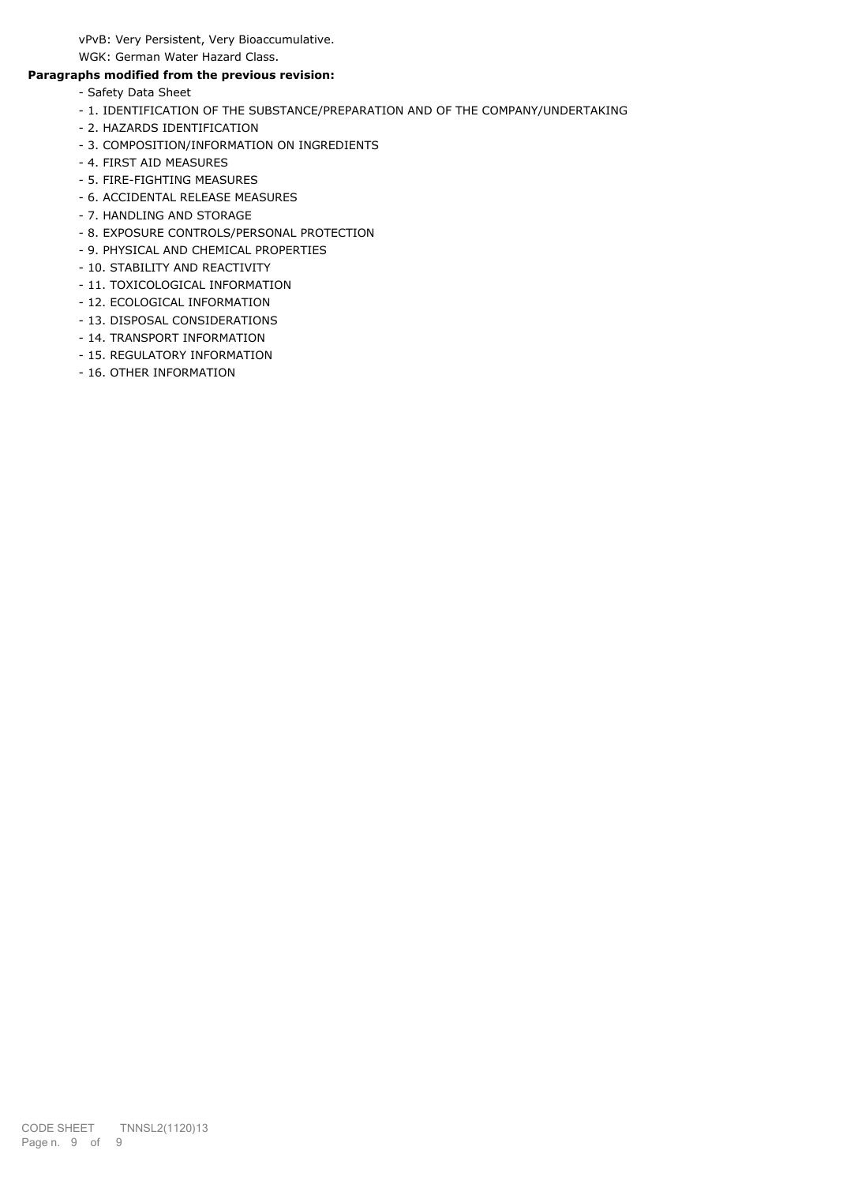vPvB: Very Persistent, Very Bioaccumulative.

WGK: German Water Hazard Class.

**Paragraphs modified from the previous revision:**

- Safety Data Sheet
- 1. IDENTIFICATION OF THE SUBSTANCE/PREPARATION AND OF THE COMPANY/UNDERTAKING
- 2. HAZARDS IDENTIFICATION
- 3. COMPOSITION/INFORMATION ON INGREDIENTS
- 4. FIRST AID MEASURES
- 5. FIRE-FIGHTING MEASURES
- 6. ACCIDENTAL RELEASE MEASURES
- 7. HANDLING AND STORAGE
- 8. EXPOSURE CONTROLS/PERSONAL PROTECTION
- 9. PHYSICAL AND CHEMICAL PROPERTIES
- 10. STABILITY AND REACTIVITY
- 11. TOXICOLOGICAL INFORMATION
- 12. ECOLOGICAL INFORMATION
- 13. DISPOSAL CONSIDERATIONS
- 14. TRANSPORT INFORMATION
- 15. REGULATORY INFORMATION
- 16. OTHER INFORMATION